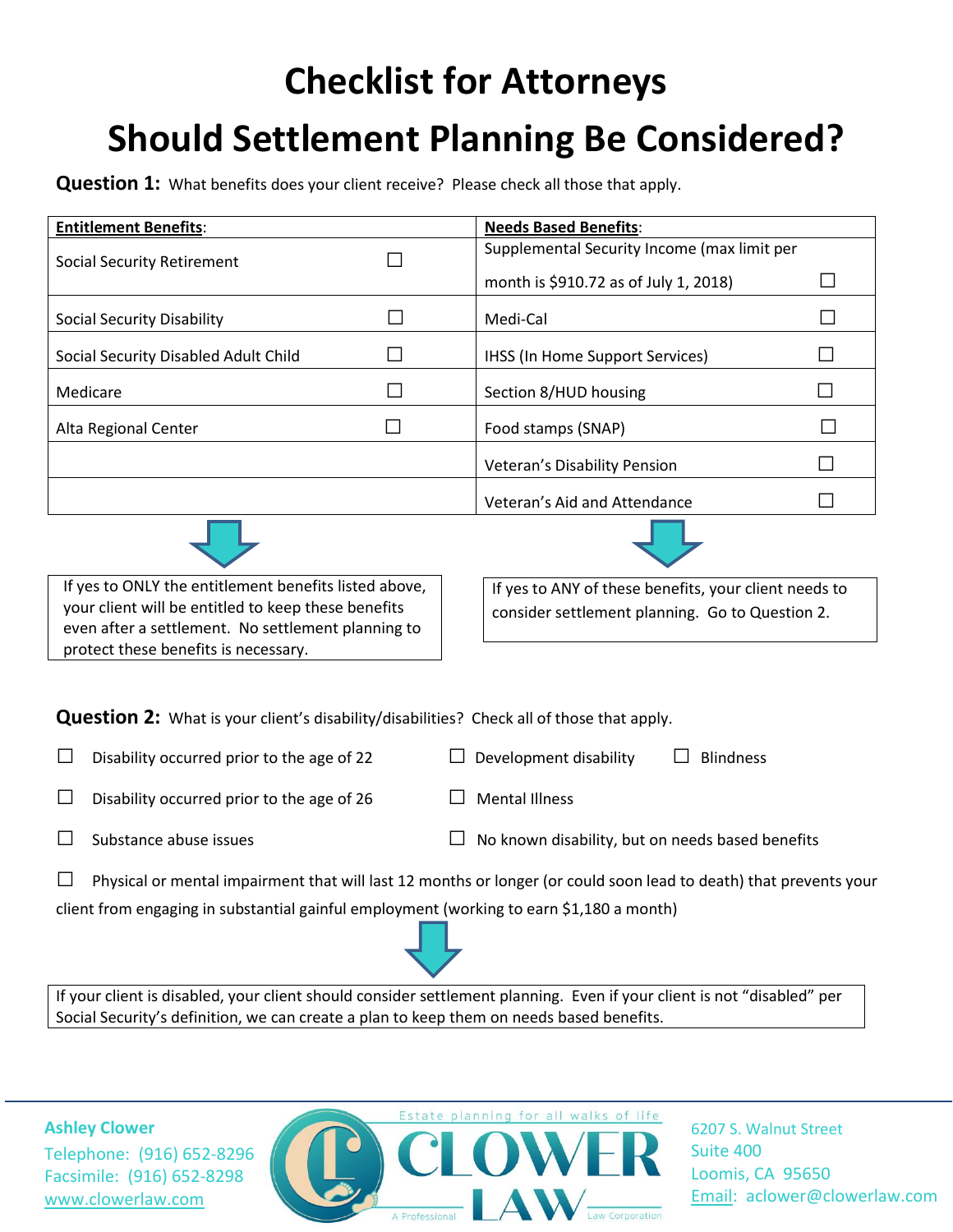# Checklist for Attorneys

# Should Settlement Planning Be Considered?

**Question 1:** What benefits does your client receive? Please check all those that apply.

| **Entitlement Benefits**: | | **Needs Based Benefits**: | |
|---|---|---|---|
| Social Security Retirement | ☐ | Supplemental Security Income (max limit per month is $910.72 as of July 1, 2018) | ☐ |
| Social Security Disability | ☐ | Medi-Cal | ☐ |
| Social Security Disabled Adult Child | ☐ | IHSS (In Home Support Services) | ☐ |
| Medicare | ☐ | Section 8/HUD housing | ☐ |
| Alta Regional Center | ☐ | Food stamps (SNAP) | ☐ |
| | | Veteran's Disability Pension | ☐ |
| | | Veteran's Aid and Attendance | ☐ |

If yes to ONLY the entitlement benefits listed above, your client will be entitled to keep these benefits even after a settlement. No settlement planning to protect these benefits is necessary.

If yes to ANY of these benefits, your client needs to consider settlement planning. Go to Question 2.

**Question 2:** What is your client's disability/disabilities? Check all of those that apply.

- ☐ Disability occurred prior to the age of 22
- ☐ Development disability
- ☐ Blindness
- ☐ Disability occurred prior to the age of 26
- ☐ Mental Illness
- ☐ Substance abuse issues
- ☐ No known disability, but on needs based benefits
- ☐ Physical or mental impairment that will last 12 months or longer (or could soon lead to death) that prevents your client from engaging in substantial gainful employment (working to earn $1,180 a month)

If your client is disabled, your client should consider settlement planning. Even if your client is not "disabled" per Social Security's definition, we can create a plan to keep them on needs based benefits.

**Ashley Clower**
Telephone: (916) 652-8296
Facsimile: (916) 652-8298
www.clowerlaw.com

Estate planning for all walks of life
CLOWER LAW
A Professional Law Corporation

6207 S. Walnut Street
Suite 400
Loomis, CA 95650
Email: aclower@clowerlaw.com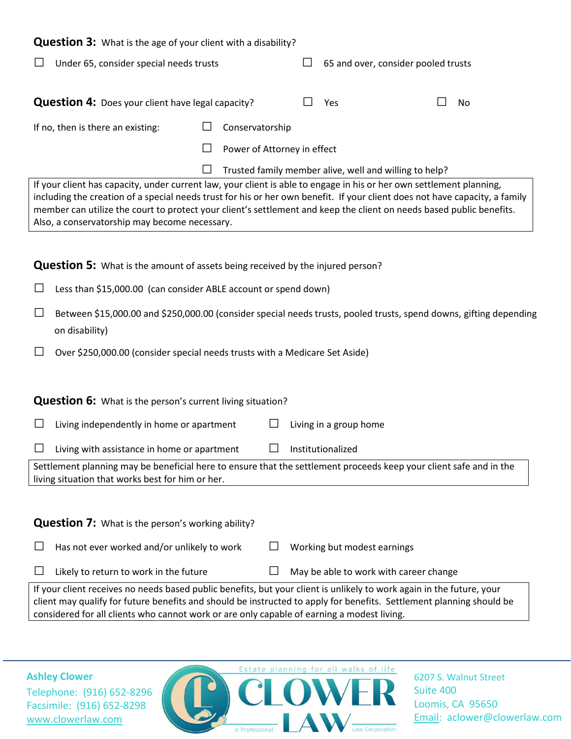**Question 3:** What is the age of your client with a disability?

- ☐ Under 65, consider special needs trusts
- ☐ 65 and over, consider pooled trusts

**Question 4:** Does your client have legal capacity? ☐ Yes ☐ No

If no, then is there an existing:

- ☐ Conservatorship
- ☐ Power of Attorney in effect
- ☐ Trusted family member alive, well and willing to help?

If your client has capacity, under current law, your client is able to engage in his or her own settlement planning, including the creation of a special needs trust for his or her own benefit. If your client does not have capacity, a family member can utilize the court to protect your client's settlement and keep the client on needs based public benefits. Also, a conservatorship may become necessary.

**Question 5:** What is the amount of assets being received by the injured person?

- ☐ Less than $15,000.00 (can consider ABLE account or spend down)
- ☐ Between $15,000.00 and $250,000.00 (consider special needs trusts, pooled trusts, spend downs, gifting depending on disability)
- ☐ Over $250,000.00 (consider special needs trusts with a Medicare Set Aside)

**Question 6:** What is the person's current living situation?

- ☐ Living independently in home or apartment
- ☐ Living in a group home
- ☐ Living with assistance in home or apartment
- ☐ Institutionalized

Settlement planning may be beneficial here to ensure that the settlement proceeds keep your client safe and in the living situation that works best for him or her.

**Question 7:** What is the person's working ability?

- ☐ Has not ever worked and/or unlikely to work
- ☐ Working but modest earnings
- ☐ Likely to return to work in the future
- ☐ May be able to work with career change

If your client receives no needs based public benefits, but your client is unlikely to work again in the future, your client may qualify for future benefits and should be instructed to apply for benefits. Settlement planning should be considered for all clients who cannot work or are only capable of earning a modest living.